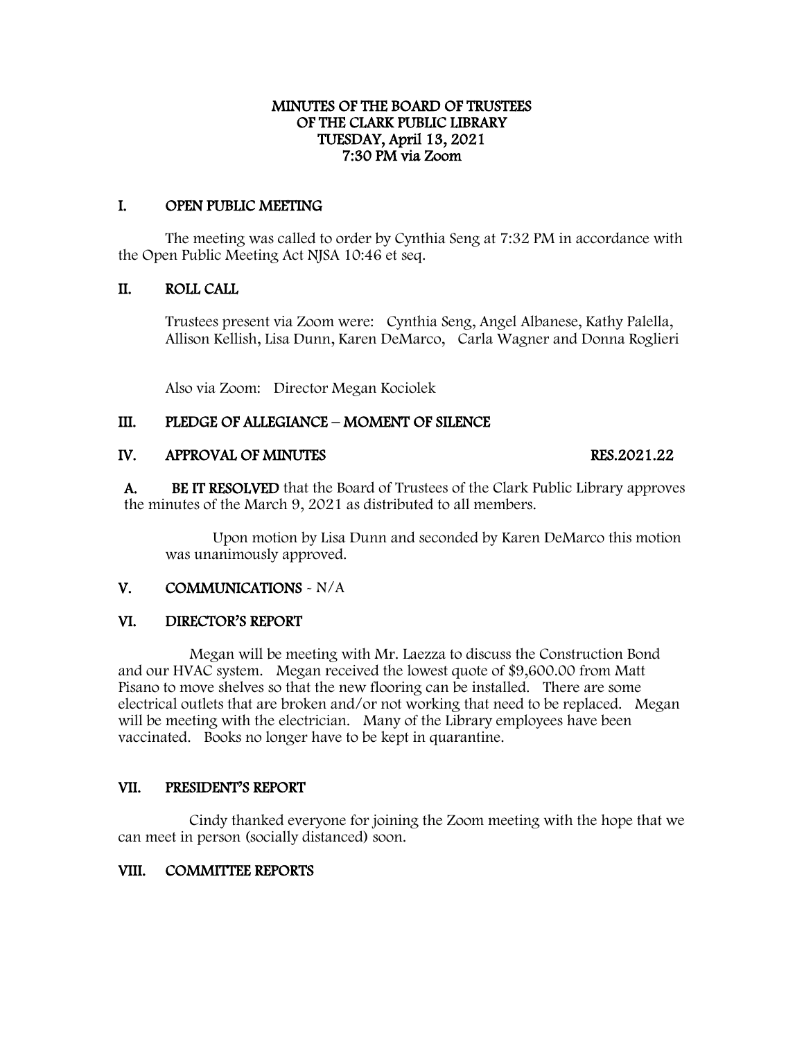# MINUTES OF THE BOARD OF TRUSTEES OF THE CLARK PUBLIC LIBRARY TUESDAY, April 13, 2021 7:30 PM via Zoom

## I. OPEN PUBLIC MEETING

The meeting was called to order by Cynthia Seng at 7:32 PM in accordance with the Open Public Meeting Act NJSA 10:46 et seq.

## II. ROLL CALL

Trustees present via Zoom were: Cynthia Seng, Angel Albanese, Kathy Palella, Allison Kellish, Lisa Dunn, Karen DeMarco, Carla Wagner and Donna Roglieri

Also via Zoom: Director Megan Kociolek

## III. PLEDGE OF ALLEGIANCE – MOMENT OF SILENCE

## IV. APPROVAL OF MINUTES RES.2021.22

**A. BE IT RESOLVED** that the Board of Trustees of the Clark Public Library approves the minutes of the March 9, 2021 as distributed to all members.

Upon motion by Lisa Dunn and seconded by Karen DeMarco this motion was unanimously approved.

## V. COMMUNICATIONS - N/A

## VI. DIRECTOR'S REPORT

Megan will be meeting with Mr. Laezza to discuss the Construction Bond and our HVAC system. Megan received the lowest quote of $9,600.00 from Matt Pisano to move shelves so that the new flooring can be installed. There are some electrical outlets that are broken and/or not working that need to be replaced. Megan will be meeting with the electrician. Many of the Library employees have been vaccinated. Books no longer have to be kept in quarantine.

## VII. PRESIDENT'S REPORT

Cindy thanked everyone for joining the Zoom meeting with the hope that we can meet in person (socially distanced) soon.

## VIII. COMMITTEE REPORTS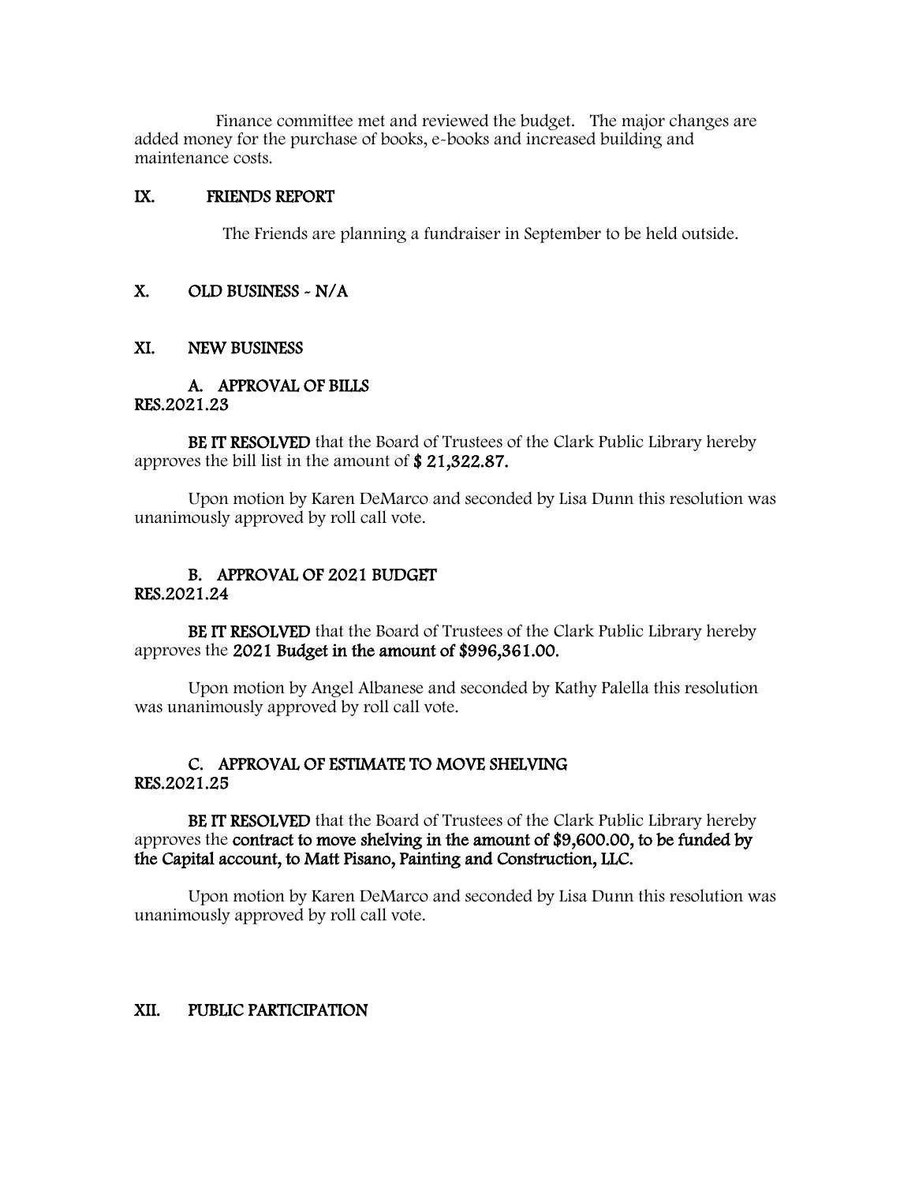Finance committee met and reviewed the budget. The major changes are added money for the purchase of books, e-books and increased building and maintenance costs.

## IX. FRIENDS REPORT

The Friends are planning a fundraiser in September to be held outside.

## X. OLD BUSINESS - N/A

## XI. NEW BUSINESS

### A. APPROVAL OF BILLS

**RES.2021.23**

**BE IT RESOLVED** that the Board of Trustees of the Clark Public Library hereby approves the bill list in the amount of **$ 21,322.87.**

Upon motion by Karen DeMarco and seconded by Lisa Dunn this resolution was unanimously approved by roll call vote.

### B. APPROVAL OF 2021 BUDGET

**RES.2021.24**

**BE IT RESOLVED** that the Board of Trustees of the Clark Public Library hereby approves the **2021 Budget in the amount of $996,361.00.**

Upon motion by Angel Albanese and seconded by Kathy Palella this resolution was unanimously approved by roll call vote.

### C. APPROVAL OF ESTIMATE TO MOVE SHELVING

**RES.2021.25**

**BE IT RESOLVED** that the Board of Trustees of the Clark Public Library hereby approves the **contract to move shelving in the amount of $9,600.00, to be funded by the Capital account, to Matt Pisano, Painting and Construction, LLC.**

Upon motion by Karen DeMarco and seconded by Lisa Dunn this resolution was unanimously approved by roll call vote.

## XII. PUBLIC PARTICIPATION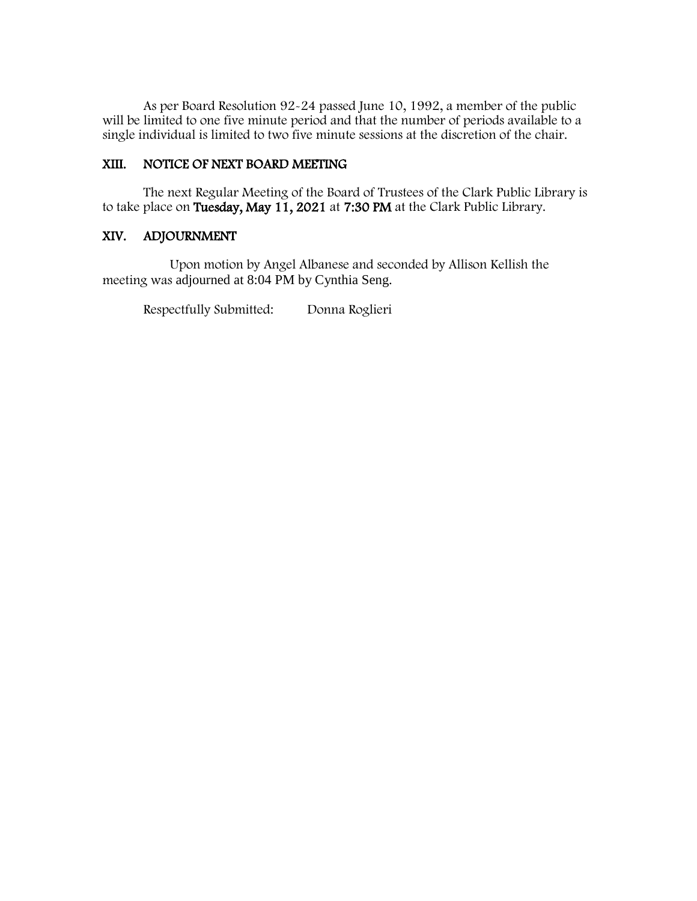As per Board Resolution 92-24 passed June 10, 1992, a member of the public will be limited to one five minute period and that the number of periods available to a single individual is limited to two five minute sessions at the discretion of the chair.

## XIII. NOTICE OF NEXT BOARD MEETING

The next Regular Meeting of the Board of Trustees of the Clark Public Library is to take place on **Tuesday, May 11, 2021** at **7:30 PM** at the Clark Public Library.

## XIV. ADJOURNMENT

Upon motion by Angel Albanese and seconded by Allison Kellish the meeting was adjourned at 8:04 PM by Cynthia Seng.

Respectfully Submitted: Donna Roglieri